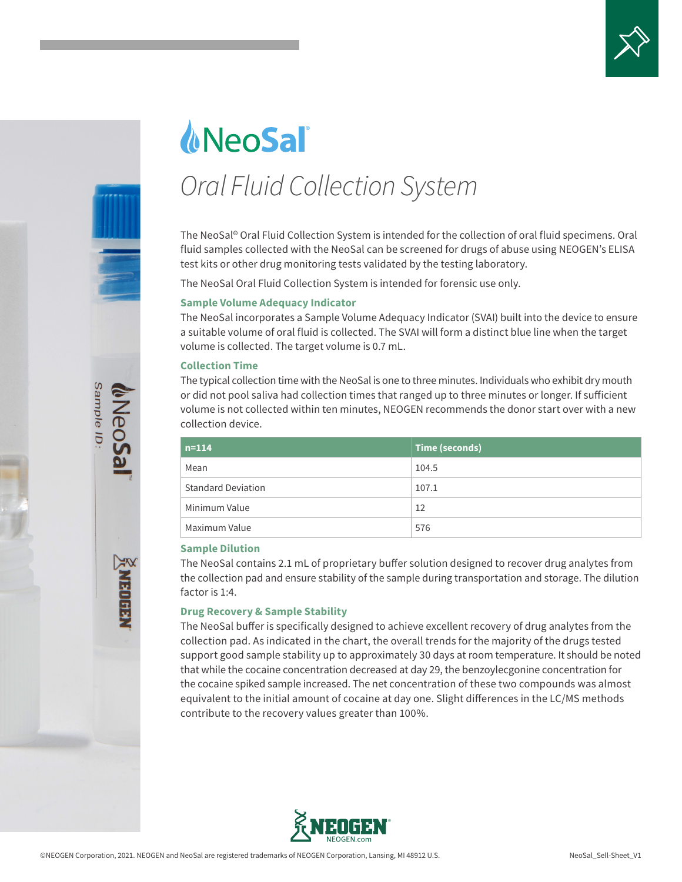# NeoSal®

## *Oral Fluid Collection System*

The NeoSal® Oral Fluid Collection System is intended for the collection of oral fluid specimens. Oral fluid samples collected with the NeoSal can be screened for drugs of abuse using NEOGEN's ELISA test kits or other drug monitoring tests validated by the testing laboratory.

The NeoSal Oral Fluid Collection System is intended for forensic use only.

### Sample Volume Adequacy Indicator

The NeoSal incorporates a Sample Volume Adequacy Indicator (SVAI) built into the device to ensure a suitable volume of oral fluid is collected. The SVAI will form a distinct blue line when the target volume is collected. The target volume is 0.7 mL.

### Collection Time

The typical collection time with the NeoSal is one to three minutes. Individuals who exhibit dry mouth or did not pool saliva had collection times that ranged up to three minutes or longer. If sufficient volume is not collected within ten minutes, NEOGEN recommends the donor start over with a new collection device.

| n=114 | Time (seconds) |
|---|---|
| Mean | 104.5 |
| Standard Deviation | 107.1 |
| Minimum Value | 12 |
| Maximum Value | 576 |

### Sample Dilution

The NeoSal contains 2.1 mL of proprietary buffer solution designed to recover drug analytes from the collection pad and ensure stability of the sample during transportation and storage. The dilution factor is 1:4.

### Drug Recovery & Sample Stability

The NeoSal buffer is specifically designed to achieve excellent recovery of drug analytes from the collection pad. As indicated in the chart, the overall trends for the majority of the drugs tested support good sample stability up to approximately 30 days at room temperature. It should be noted that while the cocaine concentration decreased at day 29, the benzoylecgonine concentration for the cocaine spiked sample increased. The net concentration of these two compounds was almost equivalent to the initial amount of cocaine at day one. Slight differences in the LC/MS methods contribute to the recovery values greater than 100%.

NEOGEN®
NEOGEN.com

©NEOGEN Corporation, 2021. NEOGEN and NeoSal are registered trademarks of NEOGEN Corporation, Lansing, MI 48912 U.S.

NeoSal_Sell-Sheet_V1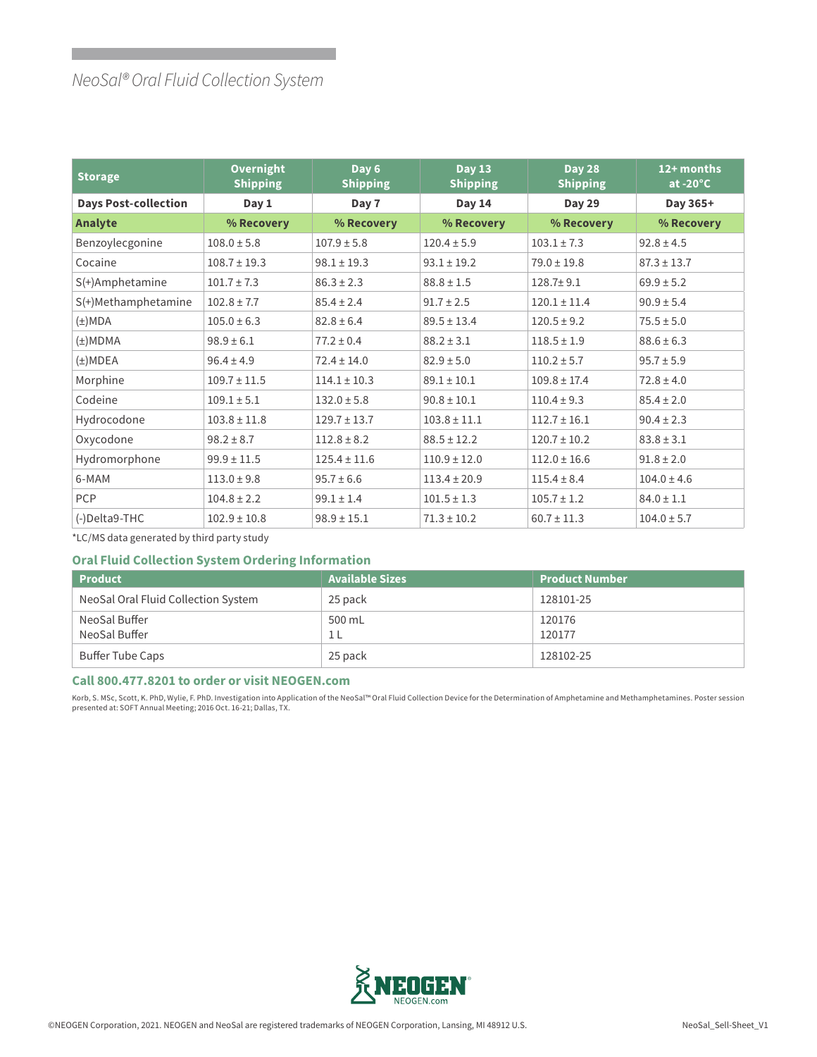*NeoSal® Oral Fluid Collection System*

| Storage | Overnight Shipping | Day 6 Shipping | Day 13 Shipping | Day 28 Shipping | 12+ months at -20°C |
|---|---|---|---|---|---|
| **Days Post-collection** | **Day 1** | **Day 7** | **Day 14** | **Day 29** | **Day 365+** |
| **Analyte** | **% Recovery** | **% Recovery** | **% Recovery** | **% Recovery** | **% Recovery** |
| Benzoylecgonine | 108.0 ± 5.8 | 107.9 ± 5.8 | 120.4 ± 5.9 | 103.1 ± 7.3 | 92.8 ± 4.5 |
| Cocaine | 108.7 ± 19.3 | 98.1 ± 19.3 | 93.1 ± 19.2 | 79.0 ± 19.8 | 87.3 ± 13.7 |
| S(+)Amphetamine | 101.7 ± 7.3 | 86.3 ± 2.3 | 88.8 ± 1.5 | 128.7± 9.1 | 69.9 ± 5.2 |
| S(+)Methamphetamine | 102.8 ± 7.7 | 85.4 ± 2.4 | 91.7 ± 2.5 | 120.1 ± 11.4 | 90.9 ± 5.4 |
| (±)MDA | 105.0 ± 6.3 | 82.8 ± 6.4 | 89.5 ± 13.4 | 120.5 ± 9.2 | 75.5 ± 5.0 |
| (±)MDMA | 98.9 ± 6.1 | 77.2 ± 0.4 | 88.2 ± 3.1 | 118.5 ± 1.9 | 88.6 ± 6.3 |
| (±)MDEA | 96.4 ± 4.9 | 72.4 ± 14.0 | 82.9 ± 5.0 | 110.2 ± 5.7 | 95.7 ± 5.9 |
| Morphine | 109.7 ± 11.5 | 114.1 ± 10.3 | 89.1 ± 10.1 | 109.8 ± 17.4 | 72.8 ± 4.0 |
| Codeine | 109.1 ± 5.1 | 132.0 ± 5.8 | 90.8 ± 10.1 | 110.4 ± 9.3 | 85.4 ± 2.0 |
| Hydrocodone | 103.8 ± 11.8 | 129.7 ± 13.7 | 103.8 ± 11.1 | 112.7 ± 16.1 | 90.4 ± 2.3 |
| Oxycodone | 98.2 ± 8.7 | 112.8 ± 8.2 | 88.5 ± 12.2 | 120.7 ± 10.2 | 83.8 ± 3.1 |
| Hydromorphone | 99.9 ± 11.5 | 125.4 ± 11.6 | 110.9 ± 12.0 | 112.0 ± 16.6 | 91.8 ± 2.0 |
| 6-MAM | 113.0 ± 9.8 | 95.7 ± 6.6 | 113.4 ± 20.9 | 115.4 ± 8.4 | 104.0 ± 4.6 |
| PCP | 104.8 ± 2.2 | 99.1 ± 1.4 | 101.5 ± 1.3 | 105.7 ± 1.2 | 84.0 ± 1.1 |
| (-)Delta9-THC | 102.9 ± 10.8 | 98.9 ± 15.1 | 71.3 ± 10.2 | 60.7 ± 11.3 | 104.0 ± 5.7 |

*LC/MS data generated by third party study

### Oral Fluid Collection System Ordering Information

| Product | Available Sizes | Product Number |
|---|---|---|
| NeoSal Oral Fluid Collection System | 25 pack | 128101-25 |
| NeoSal Buffer<br>NeoSal Buffer | 500 mL<br>1 L | 120176<br>120177 |
| Buffer Tube Caps | 25 pack | 128102-25 |

### Call 800.477.8201 to order or visit NEOGEN.com

Korb, S. MSc, Scott, K. PhD, Wylie, F. PhD. Investigation into Application of the NeoSal™ Oral Fluid Collection Device for the Determination of Amphetamine and Methamphetamines. Poster session presented at: SOFT Annual Meeting; 2016 Oct. 16-21; Dallas, TX.

NEOGEN® NEOGEN.com

©NEOGEN Corporation, 2021. NEOGEN and NeoSal are registered trademarks of NEOGEN Corporation, Lansing, MI 48912 U.S.

NeoSal_Sell-Sheet_V1